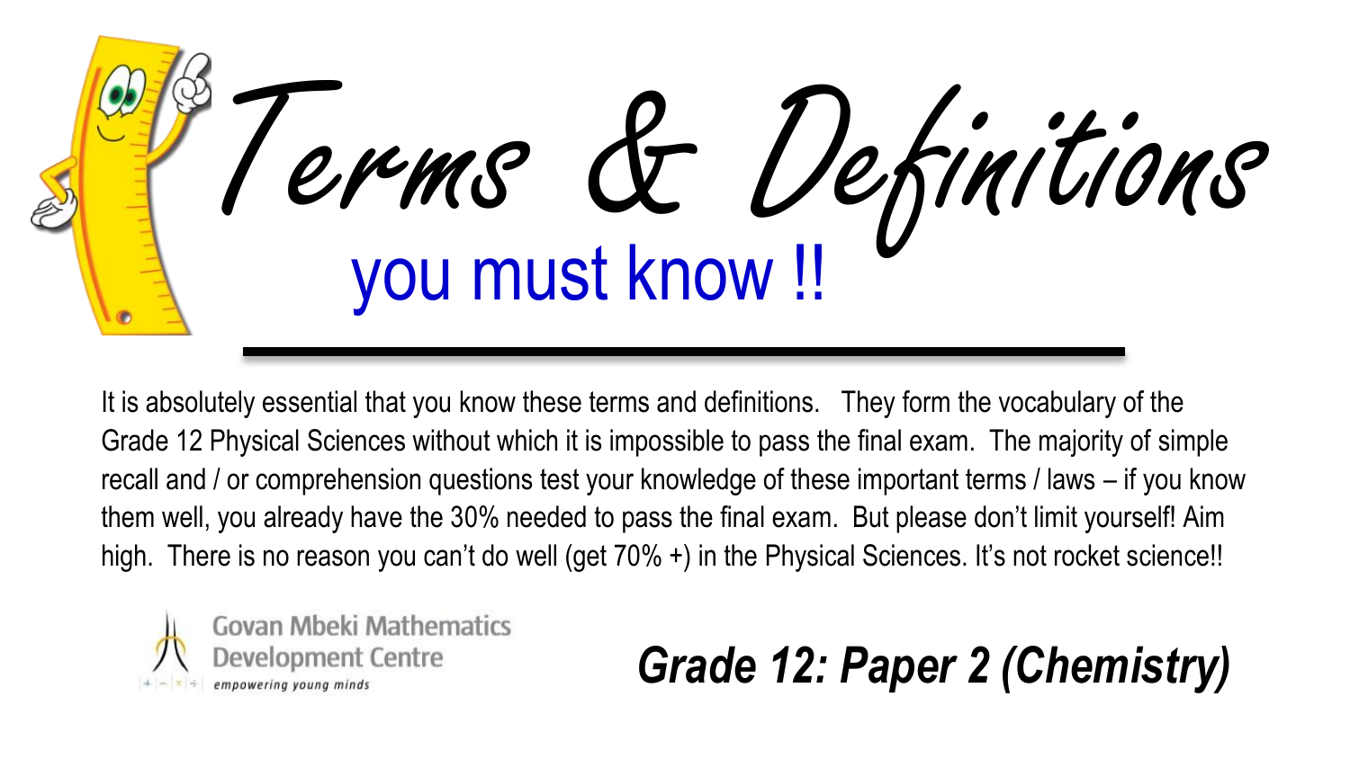# Terms & Definitions

## you must know !!

---

It is absolutely essential that you know these terms and definitions. They form the vocabulary of the Grade 12 Physical Sciences without which it is impossible to pass the final exam. The majority of simple recall and / or comprehension questions test your knowledge of these important terms / laws – if you know them well, you already have the 30% needed to pass the final exam. But please don't limit yourself! Aim high. There is no reason you can't do well (get 70% +) in the Physical Sciences. It's not rocket science!!

Govan Mbeki Mathematics Development Centre
*empowering young minds*

***Grade 12: Paper 2 (Chemistry)***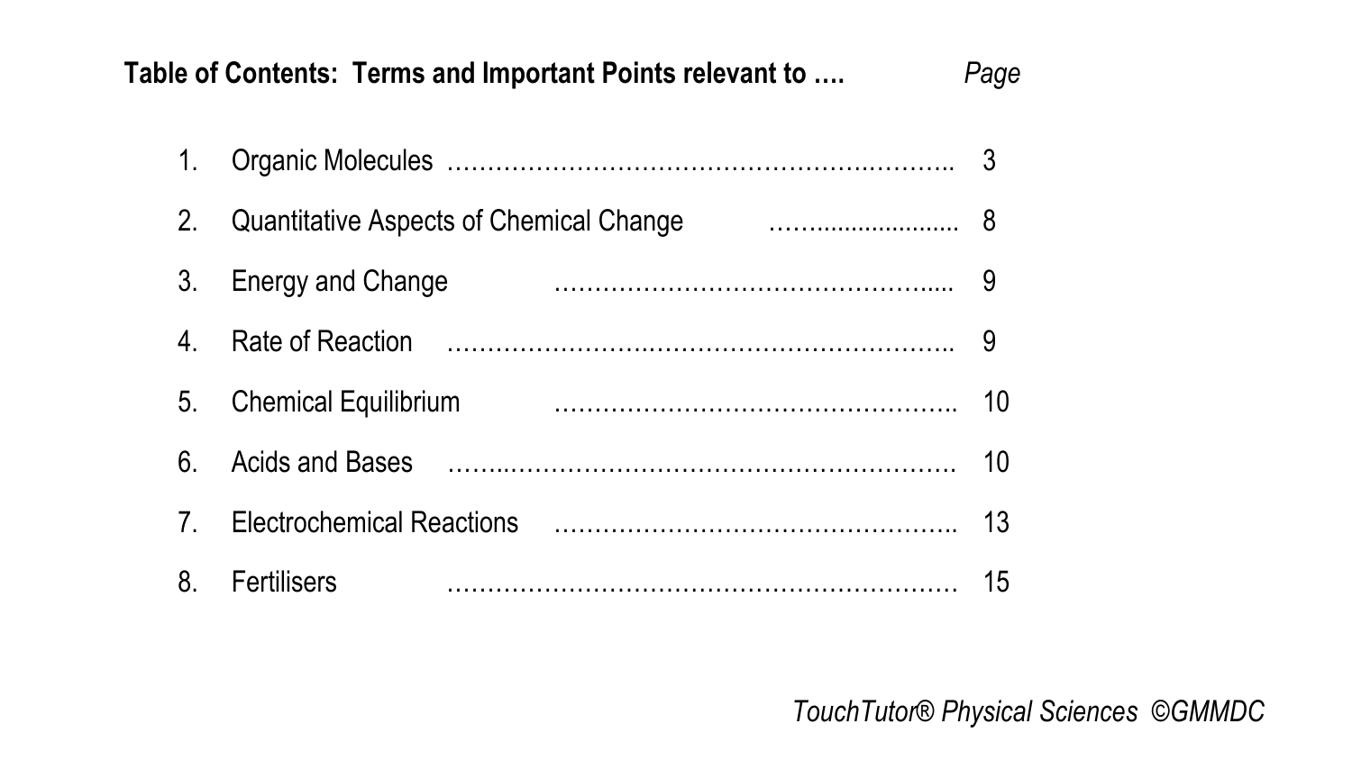## Table of Contents: Terms and Important Points relevant to ….

| | | *Page* |
|---|---|---|
| 1. | Organic Molecules | 3 |
| 2. | Quantitative Aspects of Chemical Change | 8 |
| 3. | Energy and Change | 9 |
| 4. | Rate of Reaction | 9 |
| 5. | Chemical Equilibrium | 10 |
| 6. | Acids and Bases | 10 |
| 7. | Electrochemical Reactions | 13 |
| 8. | Fertilisers | 15 |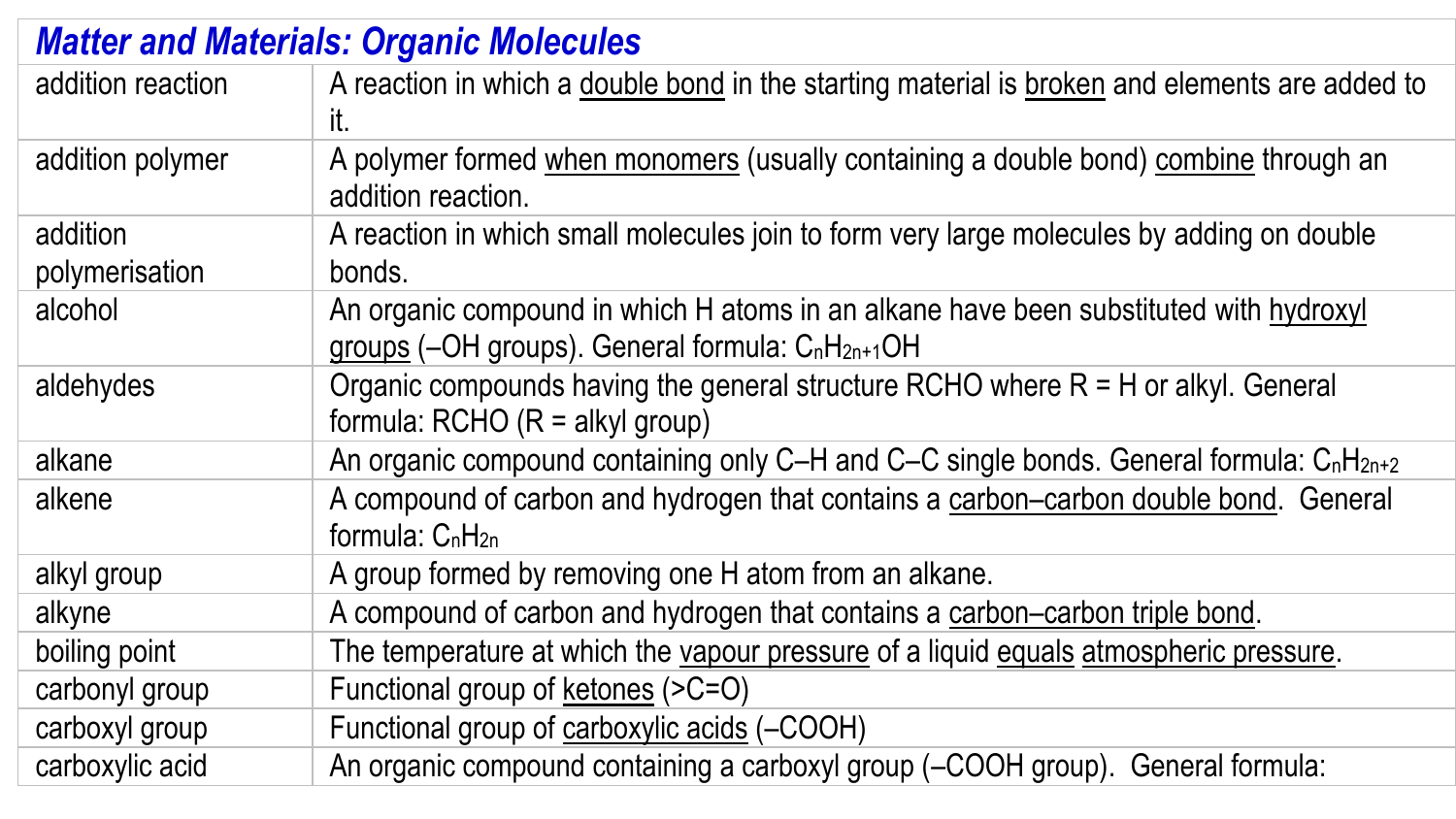| ***Matter and Materials: Organic Molecules*** | |
| --- | --- |
| addition reaction | A reaction in which a double bond in the starting material is broken and elements are added to it. |
| addition polymer | A polymer formed when monomers (usually containing a double bond) combine through an addition reaction. |
| addition polymerisation | A reaction in which small molecules join to form very large molecules by adding on double bonds. |
| alcohol | An organic compound in which H atoms in an alkane have been substituted with hydroxyl groups (–OH groups). General formula: $C_nH_{2n+1}OH$ |
| aldehydes | Organic compounds having the general structure RCHO where R = H or alkyl. General formula: RCHO (R = alkyl group) |
| alkane | An organic compound containing only C–H and C–C single bonds. General formula: $C_nH_{2n+2}$ |
| alkene | A compound of carbon and hydrogen that contains a carbon–carbon double bond. General formula: $C_nH_{2n}$ |
| alkyl group | A group formed by removing one H atom from an alkane. |
| alkyne | A compound of carbon and hydrogen that contains a carbon–carbon triple bond. |
| boiling point | The temperature at which the vapour pressure of a liquid equals atmospheric pressure. |
| carbonyl group | Functional group of ketones (>C=O) |
| carboxyl group | Functional group of carboxylic acids (–COOH) |
| carboxylic acid | An organic compound containing a carboxyl group (–COOH group). General formula: |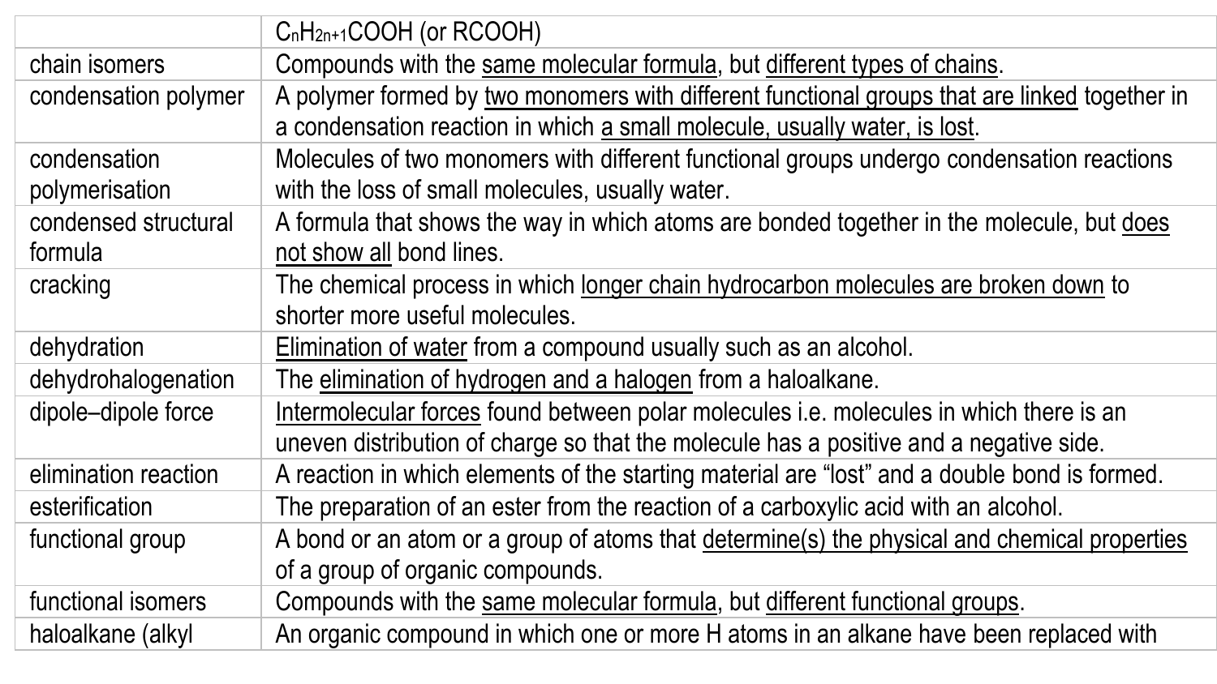| | |
|---|---|
| | $C_nH_{2n+1}COOH$ (or RCOOH) |
| chain isomers | Compounds with the same molecular formula, but different types of chains. |
| condensation polymer | A polymer formed by two monomers with different functional groups that are linked together in a condensation reaction in which a small molecule, usually water, is lost. |
| condensation polymerisation | Molecules of two monomers with different functional groups undergo condensation reactions with the loss of small molecules, usually water. |
| condensed structural formula | A formula that shows the way in which atoms are bonded together in the molecule, but does not show all bond lines. |
| cracking | The chemical process in which longer chain hydrocarbon molecules are broken down to shorter more useful molecules. |
| dehydration | Elimination of water from a compound usually such as an alcohol. |
| dehydrohalogenation | The elimination of hydrogen and a halogen from a haloalkane. |
| dipole–dipole force | Intermolecular forces found between polar molecules i.e. molecules in which there is an uneven distribution of charge so that the molecule has a positive and a negative side. |
| elimination reaction | A reaction in which elements of the starting material are "lost" and a double bond is formed. |
| esterification | The preparation of an ester from the reaction of a carboxylic acid with an alcohol. |
| functional group | A bond or an atom or a group of atoms that determine(s) the physical and chemical properties of a group of organic compounds. |
| functional isomers | Compounds with the same molecular formula, but different functional groups. |
| haloalkane (alkyl | An organic compound in which one or more H atoms in an alkane have been replaced with |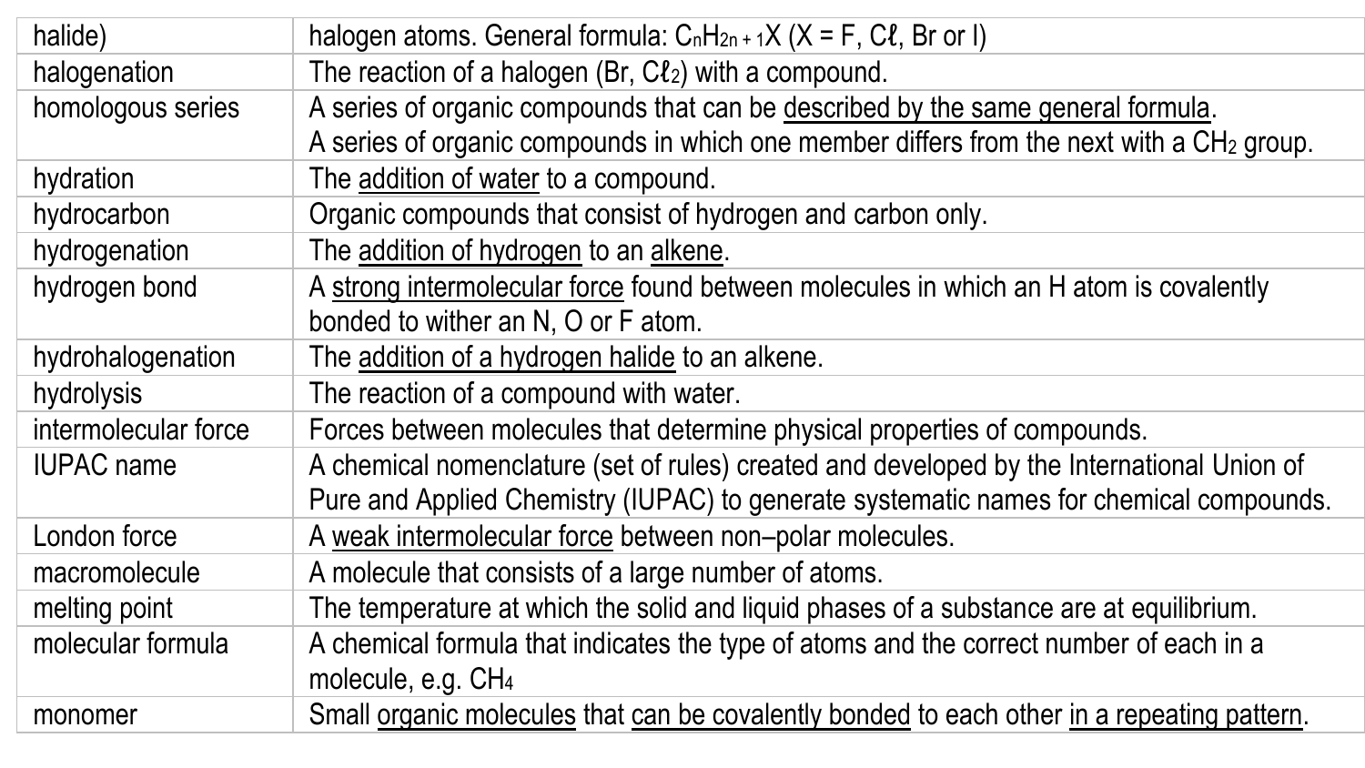| | |
|---|---|
| halide) | halogen atoms. General formula: $C_nH_{2n+1}X$ (X = F, Cℓ, Br or I) |
| halogenation | The reaction of a halogen (Br, $Cℓ_2$) with a compound. |
| homologous series | A series of organic compounds that can be described by the same general formula.<br>A series of organic compounds in which one member differs from the next with a $CH_2$ group. |
| hydration | The addition of water to a compound. |
| hydrocarbon | Organic compounds that consist of hydrogen and carbon only. |
| hydrogenation | The addition of hydrogen to an alkene. |
| hydrogen bond | A strong intermolecular force found between molecules in which an H atom is covalently bonded to wither an N, O or F atom. |
| hydrohalogenation | The addition of a hydrogen halide to an alkene. |
| hydrolysis | The reaction of a compound with water. |
| intermolecular force | Forces between molecules that determine physical properties of compounds. |
| IUPAC name | A chemical nomenclature (set of rules) created and developed by the International Union of Pure and Applied Chemistry (IUPAC) to generate systematic names for chemical compounds. |
| London force | A weak intermolecular force between non–polar molecules. |
| macromolecule | A molecule that consists of a large number of atoms. |
| melting point | The temperature at which the solid and liquid phases of a substance are at equilibrium. |
| molecular formula | A chemical formula that indicates the type of atoms and the correct number of each in a molecule, e.g. $CH_4$ |
| monomer | Small organic molecules that can be covalently bonded to each other in a repeating pattern. |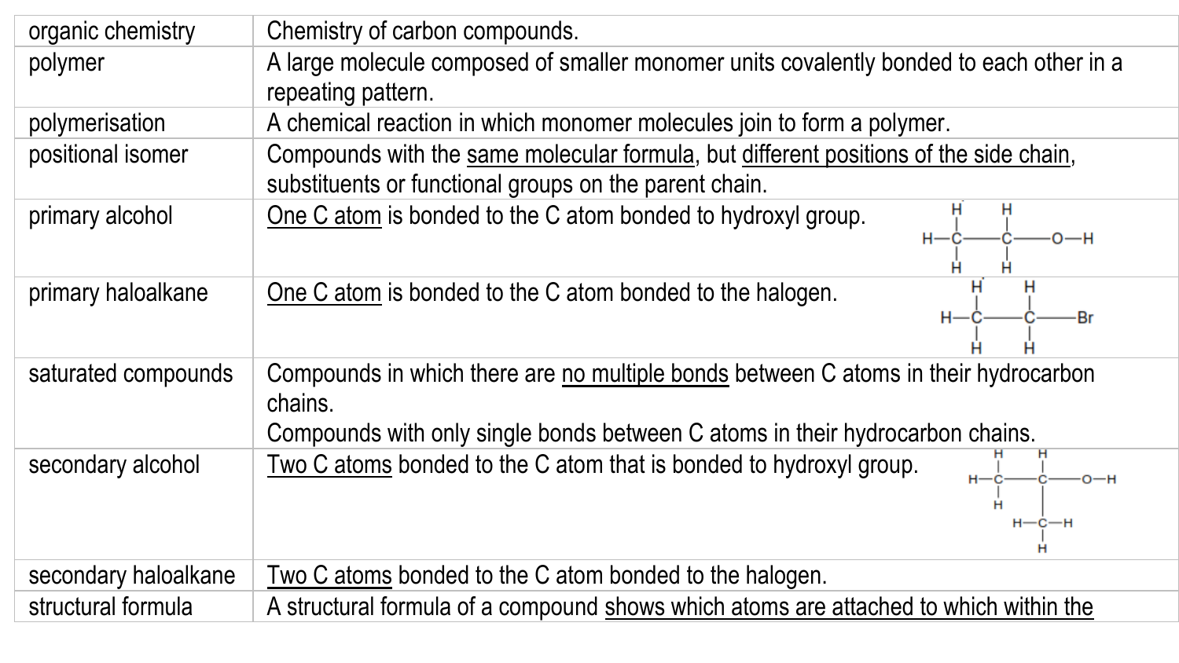| organic chemistry | Chemistry of carbon compounds. |
|---|---|
| polymer | A large molecule composed of smaller monomer units covalently bonded to each other in a repeating pattern. |
| polymerisation | A chemical reaction in which monomer molecules join to form a polymer. |
| positional isomer | Compounds with the <u>same molecular formula</u>, but <u>different positions of the side chain</u>, substituents or functional groups on the parent chain. |
| primary alcohol | <u>One C atom</u> is bonded to the C atom bonded to hydroxyl group. |
| primary haloalkane | <u>One C atom</u> is bonded to the C atom bonded to the halogen. |
| saturated compounds | Compounds in which there are <u>no multiple bonds</u> between C atoms in their hydrocarbon chains.<br>Compounds with only single bonds between C atoms in their hydrocarbon chains. |
| secondary alcohol | <u>Two C atoms</u> bonded to the C atom that is bonded to hydroxyl group. |
| secondary haloalkane | <u>Two C atoms</u> bonded to the C atom bonded to the halogen. |
| structural formula | A structural formula of a compound <u>shows which atoms are attached to which within the</u> |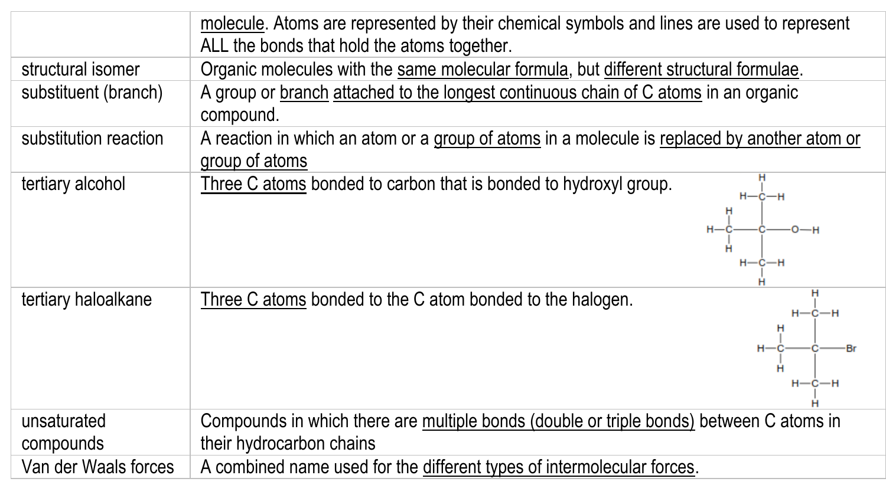| | |
|---|---|
| | molecule. Atoms are represented by their chemical symbols and lines are used to represent ALL the bonds that hold the atoms together. |
| structural isomer | Organic molecules with the same molecular formula, but different structural formulae. |
| substituent (branch) | A group or branch attached to the longest continuous chain of C atoms in an organic compound. |
| substitution reaction | A reaction in which an atom or a group of atoms in a molecule is replaced by another atom or group of atoms |
| tertiary alcohol | Three C atoms bonded to carbon that is bonded to hydroxyl group. |
| tertiary haloalkane | Three C atoms bonded to the C atom bonded to the halogen. |
| unsaturated compounds | Compounds in which there are multiple bonds (double or triple bonds) between C atoms in their hydrocarbon chains |
| Van der Waals forces | A combined name used for the different types of intermolecular forces. |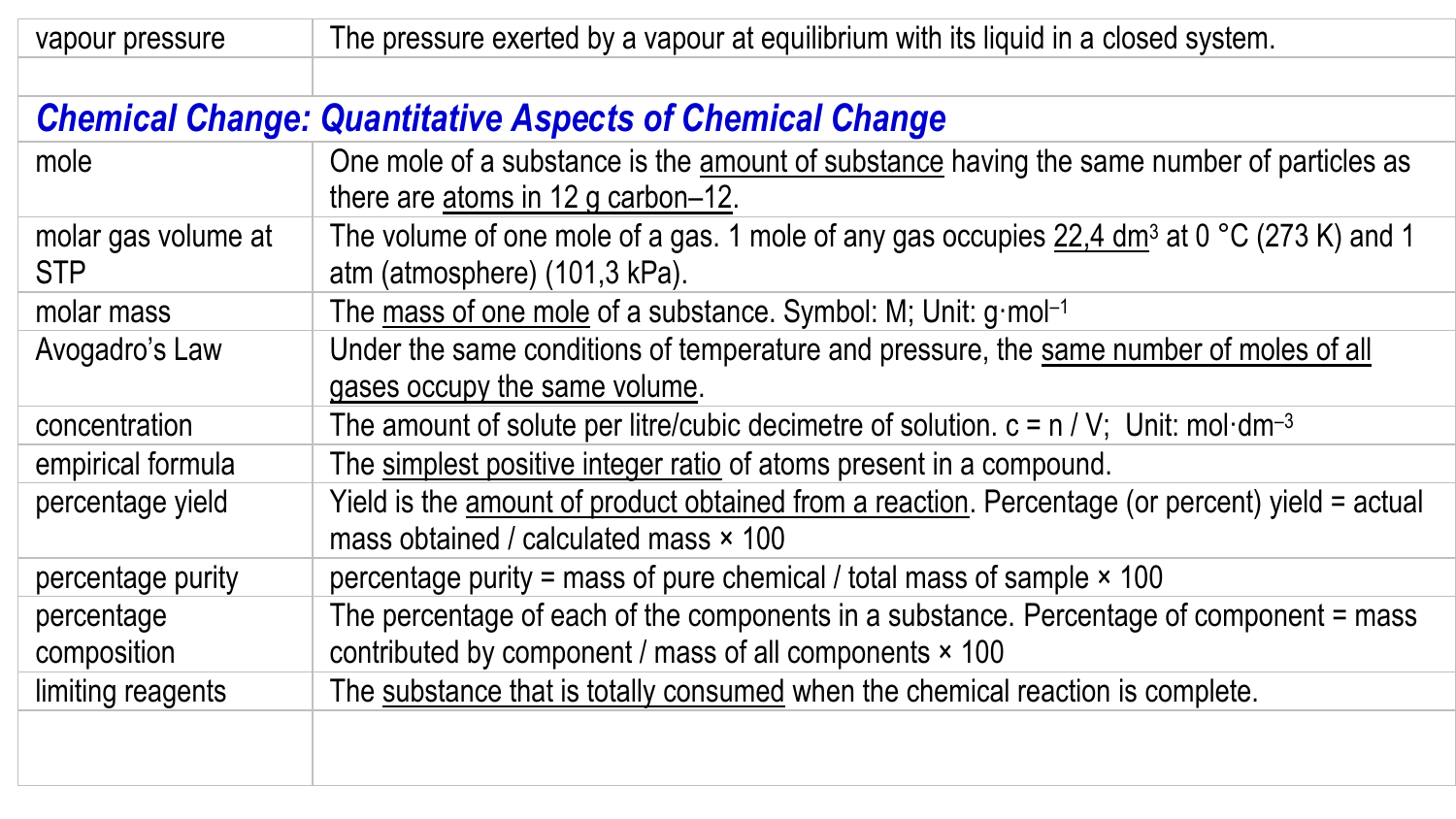| | |
|---|---|
| vapour pressure | The pressure exerted by a vapour at equilibrium with its liquid in a closed system. |
| | |

## *Chemical Change: Quantitative Aspects of Chemical Change*

| | |
|---|---|
| mole | One mole of a substance is the amount of substance having the same number of particles as there are atoms in 12 g carbon–12. |
| molar gas volume at STP | The volume of one mole of a gas. 1 mole of any gas occupies 22,4 $dm^3$ at 0 °C (273 K) and 1 atm (atmosphere) (101,3 kPa). |
| molar mass | The mass of one mole of a substance. Symbol: M; Unit: $g \cdot mol^{-1}$ |
| Avogadro's Law | Under the same conditions of temperature and pressure, the same number of moles of all gases occupy the same volume. |
| concentration | The amount of solute per litre/cubic decimetre of solution. $c = n / V$; Unit: $mol \cdot dm^{-3}$ |
| empirical formula | The simplest positive integer ratio of atoms present in a compound. |
| percentage yield | Yield is the amount of product obtained from a reaction. Percentage (or percent) yield = actual mass obtained / calculated mass × 100 |
| percentage purity | percentage purity = mass of pure chemical / total mass of sample × 100 |
| percentage composition | The percentage of each of the components in a substance. Percentage of component = mass contributed by component / mass of all components × 100 |
| limiting reagents | The substance that is totally consumed when the chemical reaction is complete. |
| | |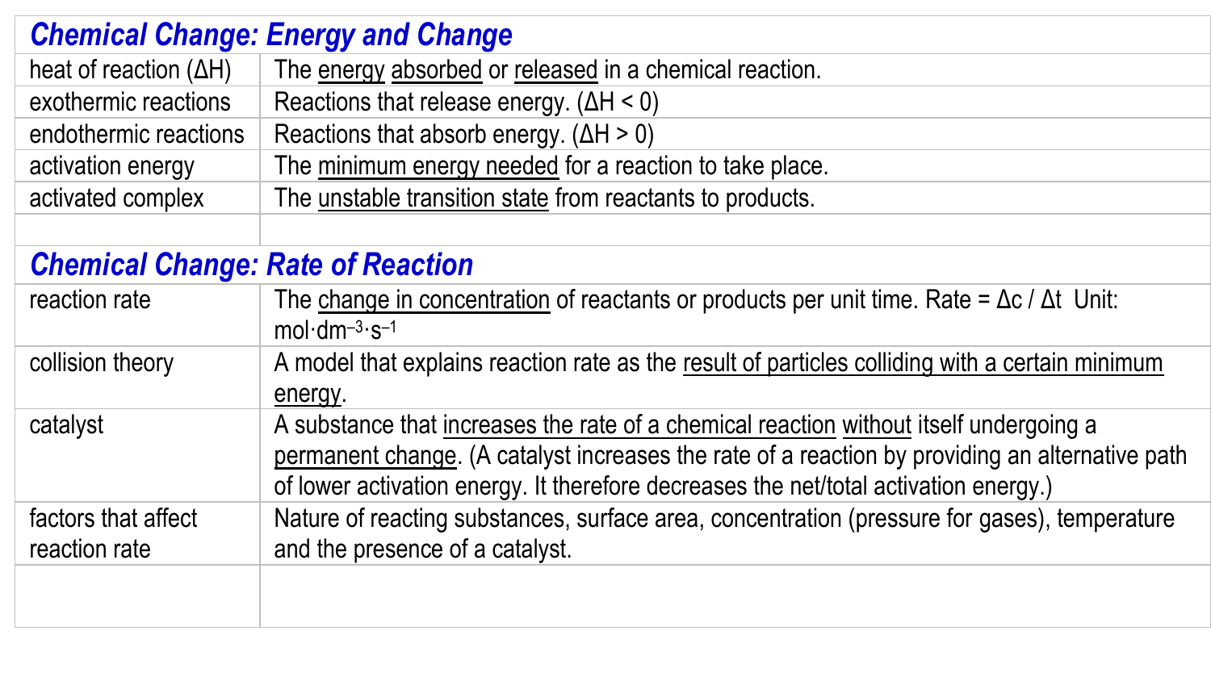| ***Chemical Change: Energy and Change*** | |
|---|---|
| heat of reaction ($\Delta H$) | The energy absorbed or released in a chemical reaction. |
| exothermic reactions | Reactions that release energy. ($\Delta H < 0$) |
| endothermic reactions | Reactions that absorb energy. ($\Delta H > 0$) |
| activation energy | The minimum energy needed for a reaction to take place. |
| activated complex | The unstable transition state from reactants to products. |
| | |
| ***Chemical Change: Rate of Reaction*** | |
| reaction rate | The change in concentration of reactants or products per unit time. Rate = $\Delta c / \Delta t$ Unit: $mol \cdot dm^{-3} \cdot s^{-1}$ |
| collision theory | A model that explains reaction rate as the result of particles colliding with a certain minimum energy. |
| catalyst | A substance that increases the rate of a chemical reaction without itself undergoing a permanent change. (A catalyst increases the rate of a reaction by providing an alternative path of lower activation energy. It therefore decreases the net/total activation energy.) |
| factors that affect reaction rate | Nature of reacting substances, surface area, concentration (pressure for gases), temperature and the presence of a catalyst. |
| | |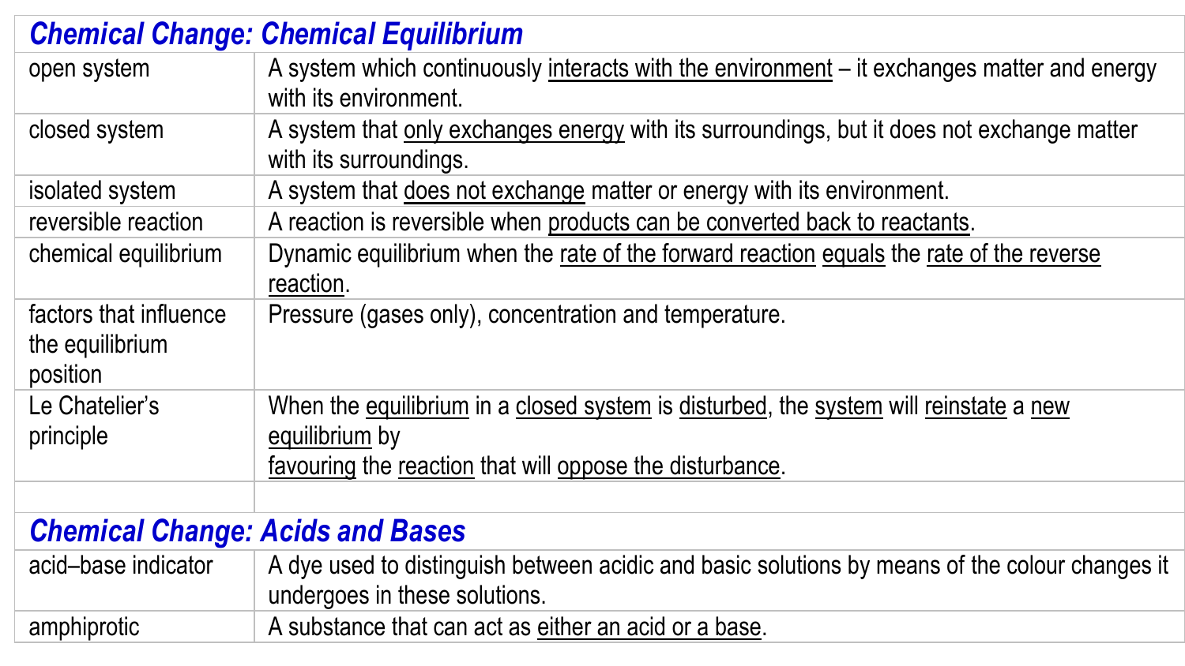## Chemical Change: Chemical Equilibrium

| | |
|---|---|
| open system | A system which continuously interacts with the environment – it exchanges matter and energy with its environment. |
| closed system | A system that only exchanges energy with its surroundings, but it does not exchange matter with its surroundings. |
| isolated system | A system that does not exchange matter or energy with its environment. |
| reversible reaction | A reaction is reversible when products can be converted back to reactants. |
| chemical equilibrium | Dynamic equilibrium when the rate of the forward reaction equals the rate of the reverse reaction. |
| factors that influence the equilibrium position | Pressure (gases only), concentration and temperature. |
| Le Chatelier's principle | When the equilibrium in a closed system is disturbed, the system will reinstate a new equilibrium by favouring the reaction that will oppose the disturbance. |

## Chemical Change: Acids and Bases

| | |
|---|---|
| acid–base indicator | A dye used to distinguish between acidic and basic solutions by means of the colour changes it undergoes in these solutions. |
| amphiprotic | A substance that can act as either an acid or a base. |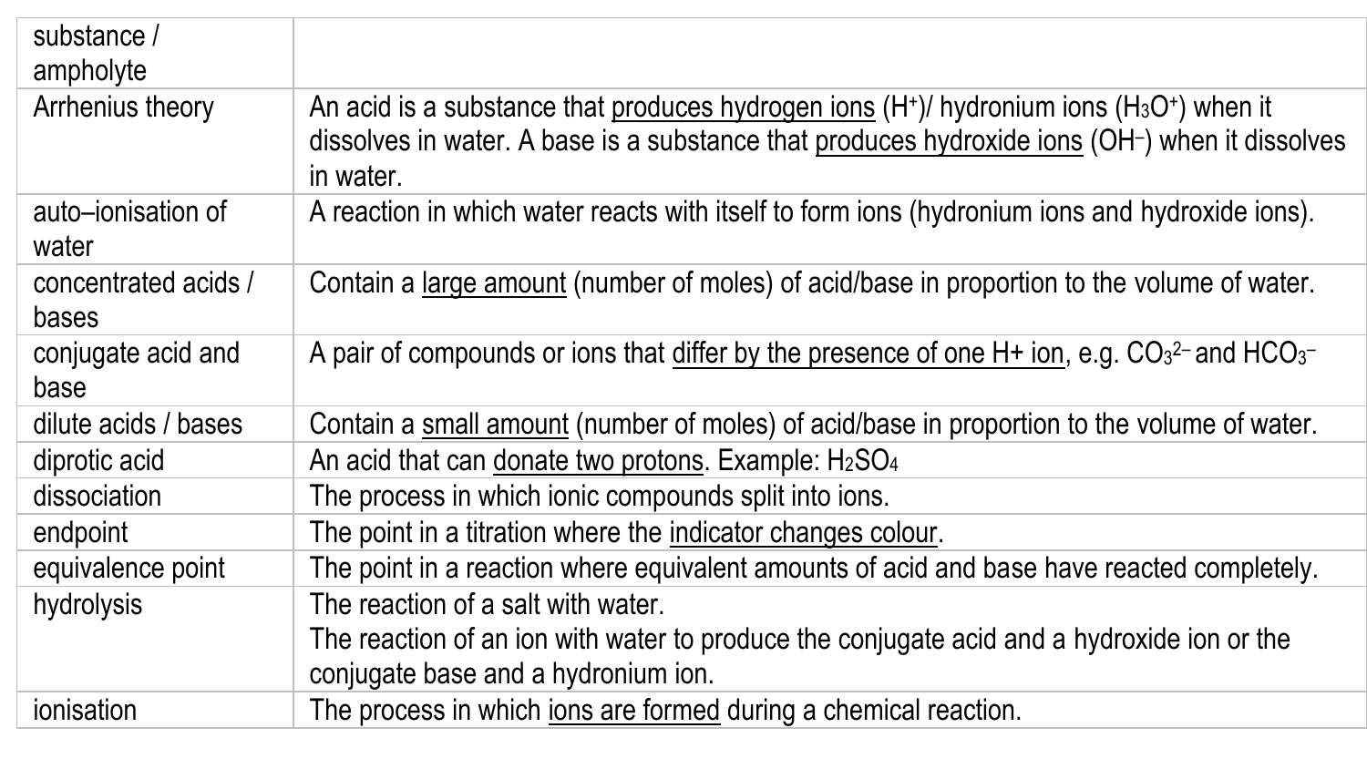| | |
|---|---|
| substance / ampholyte | |
| Arrhenius theory | An acid is a substance that <u>produces hydrogen ions</u> ($H^+$)/ hydronium ions ($H_3O^+$) when it dissolves in water. A base is a substance that <u>produces hydroxide ions</u> ($OH^-$) when it dissolves in water. |
| auto–ionisation of water | A reaction in which water reacts with itself to form ions (hydronium ions and hydroxide ions). |
| concentrated acids / bases | Contain a <u>large amount</u> (number of moles) of acid/base in proportion to the volume of water. |
| conjugate acid and base | A pair of compounds or ions that <u>differ by the presence of one H+ ion</u>, e.g. $CO_3^{2-}$ and $HCO_3^-$ |
| dilute acids / bases | Contain a <u>small amount</u> (number of moles) of acid/base in proportion to the volume of water. |
| diprotic acid | An acid that can <u>donate two protons</u>. Example: $H_2SO_4$ |
| dissociation | The process in which ionic compounds split into ions. |
| endpoint | The point in a titration where the <u>indicator changes colour</u>. |
| equivalence point | The point in a reaction where equivalent amounts of acid and base have reacted completely. |
| hydrolysis | The reaction of a salt with water.<br>The reaction of an ion with water to produce the conjugate acid and a hydroxide ion or the conjugate base and a hydronium ion. |
| ionisation | The process in which <u>ions are formed</u> during a chemical reaction. |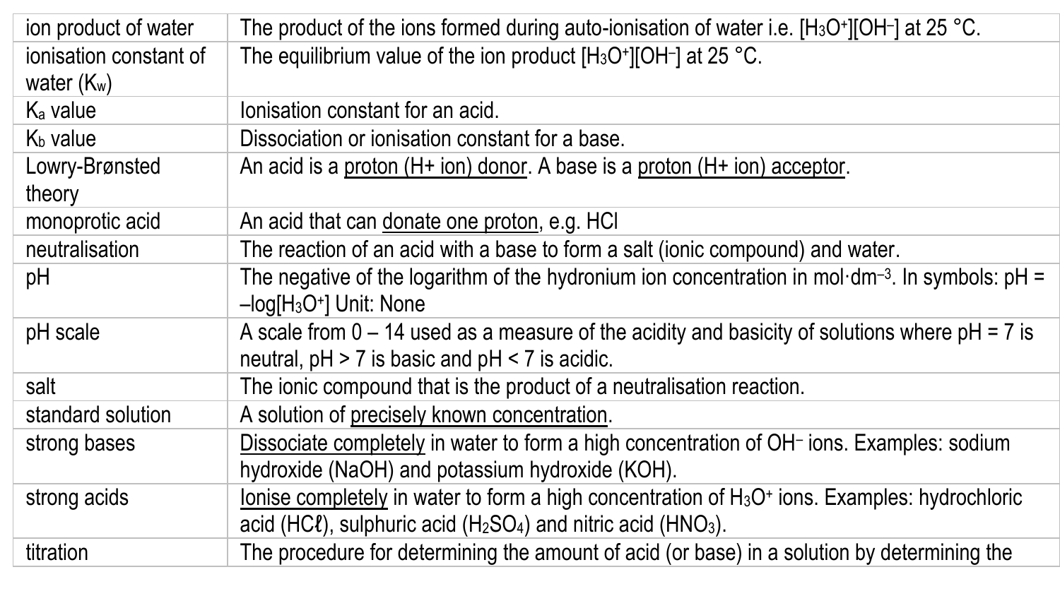| | |
|---|---|
| ion product of water | The product of the ions formed during auto-ionisation of water i.e. $[H_3O^+][OH^-]$ at 25 °C. |
| ionisation constant of water ($K_w$) | The equilibrium value of the ion product $[H_3O^+][OH^-]$ at 25 °C. |
| $K_a$ value | Ionisation constant for an acid. |
| $K_b$ value | Dissociation or ionisation constant for a base. |
| Lowry-Brønsted theory | An acid is a <u>proton (H+ ion) donor</u>. A base is a <u>proton (H+ ion) acceptor</u>. |
| monoprotic acid | An acid that can <u>donate one proton</u>, e.g. HCl |
| neutralisation | The reaction of an acid with a base to form a salt (ionic compound) and water. |
| pH | The negative of the logarithm of the hydronium ion concentration in mol·dm$^{-3}$. In symbols: pH = $-\log[H_3O^+]$ Unit: None |
| pH scale | A scale from 0 – 14 used as a measure of the acidity and basicity of solutions where pH = 7 is neutral, pH > 7 is basic and pH < 7 is acidic. |
| salt | The ionic compound that is the product of a neutralisation reaction. |
| standard solution | A solution of <u>precisely known concentration</u>. |
| strong bases | <u>Dissociate completely</u> in water to form a high concentration of $OH^-$ ions. Examples: sodium hydroxide (NaOH) and potassium hydroxide (KOH). |
| strong acids | <u>Ionise completely</u> in water to form a high concentration of $H_3O^+$ ions. Examples: hydrochloric acid (HCℓ), sulphuric acid ($H_2SO_4$) and nitric acid ($HNO_3$). |
| titration | The procedure for determining the amount of acid (or base) in a solution by determining the |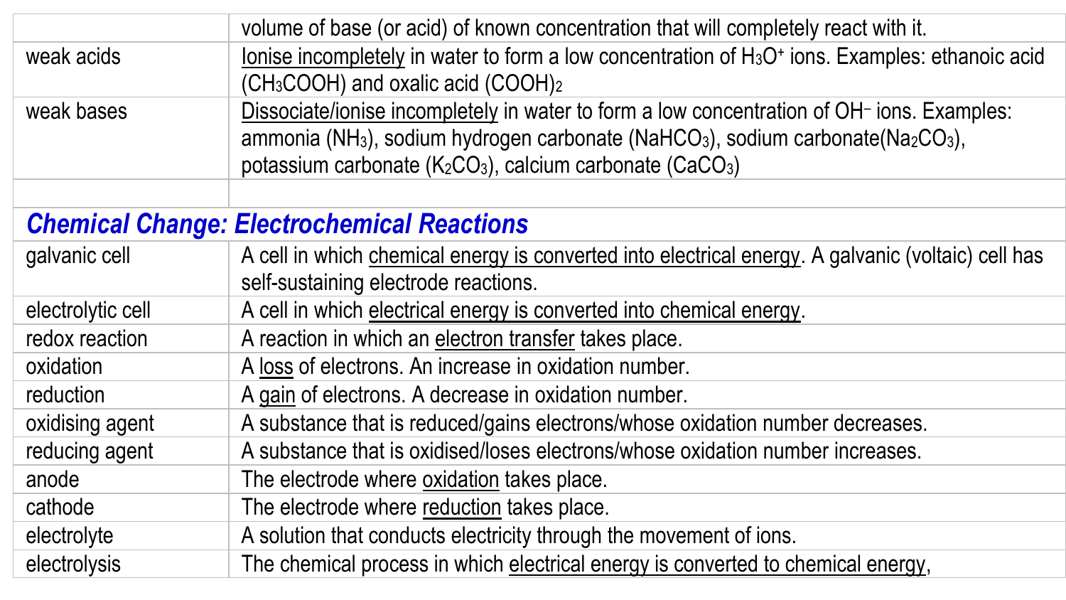| | |
|---|---|
| | volume of base (or acid) of known concentration that will completely react with it. |
| weak acids | Ionise incompletely in water to form a low concentration of $H_3O^+$ ions. Examples: ethanoic acid ($CH_3COOH$) and oxalic acid $(COOH)_2$ |
| weak bases | Dissociate/ionise incompletely in water to form a low concentration of $OH^-$ ions. Examples: ammonia ($NH_3$), sodium hydrogen carbonate ($NaHCO_3$), sodium carbonate($Na_2CO_3$), potassium carbonate ($K_2CO_3$), calcium carbonate ($CaCO_3$) |
| | |

## *Chemical Change: Electrochemical Reactions*

| | |
|---|---|
| galvanic cell | A cell in which chemical energy is converted into electrical energy. A galvanic (voltaic) cell has self-sustaining electrode reactions. |
| electrolytic cell | A cell in which electrical energy is converted into chemical energy. |
| redox reaction | A reaction in which an electron transfer takes place. |
| oxidation | A loss of electrons. An increase in oxidation number. |
| reduction | A gain of electrons. A decrease in oxidation number. |
| oxidising agent | A substance that is reduced/gains electrons/whose oxidation number decreases. |
| reducing agent | A substance that is oxidised/loses electrons/whose oxidation number increases. |
| anode | The electrode where oxidation takes place. |
| cathode | The electrode where reduction takes place. |
| electrolyte | A solution that conducts electricity through the movement of ions. |
| electrolysis | The chemical process in which electrical energy is converted to chemical energy, |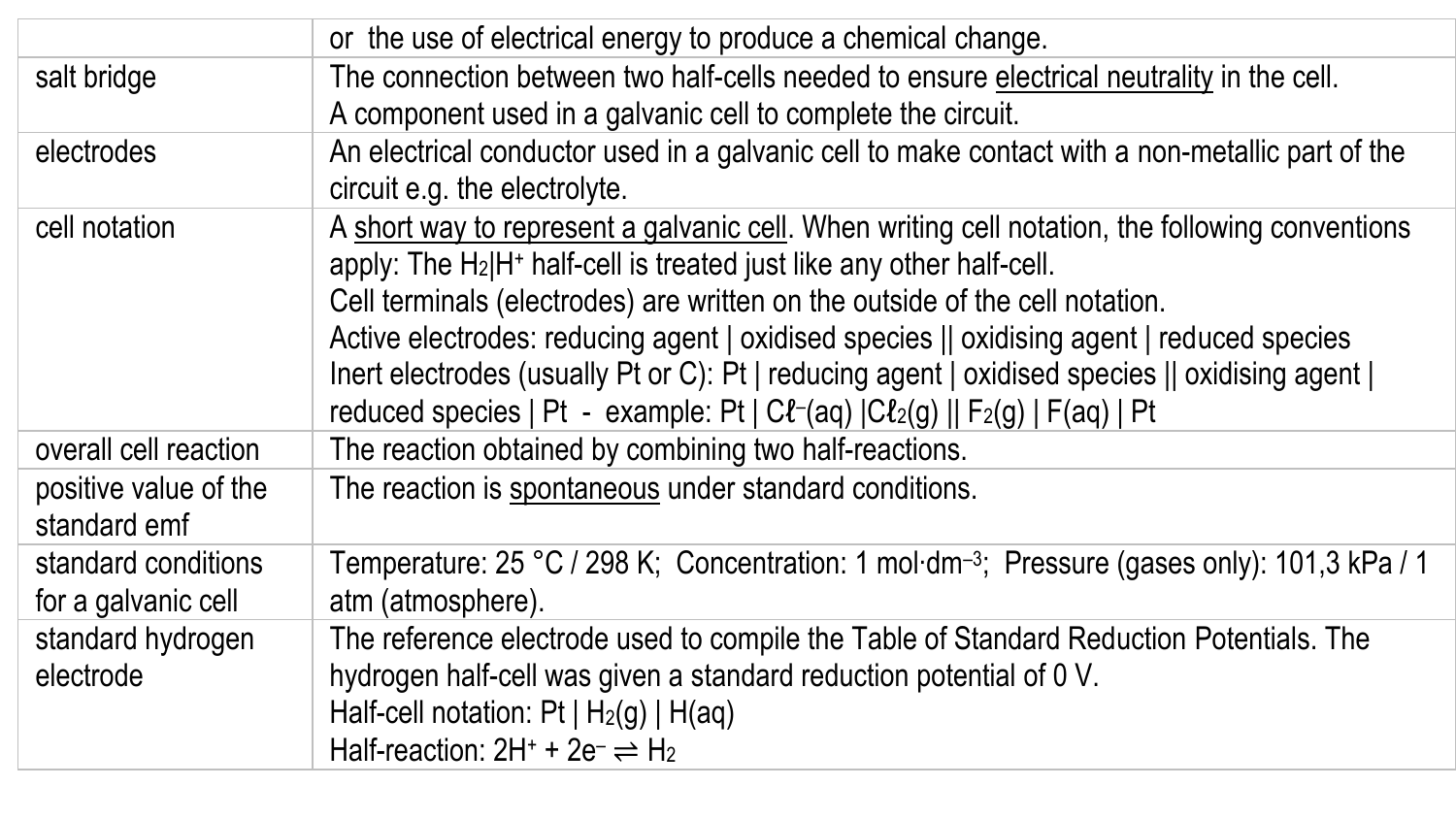| | |
|---|---|
| | or the use of electrical energy to produce a chemical change. |
| salt bridge | The connection between two half-cells needed to ensure electrical neutrality in the cell.<br>A component used in a galvanic cell to complete the circuit. |
| electrodes | An electrical conductor used in a galvanic cell to make contact with a non-metallic part of the circuit e.g. the electrolyte. |
| cell notation | A short way to represent a galvanic cell. When writing cell notation, the following conventions apply: The $H_2$\|$H^+$ half-cell is treated just like any other half-cell.<br>Cell terminals (electrodes) are written on the outside of the cell notation.<br>Active electrodes: reducing agent \| oxidised species \|\| oxidising agent \| reduced species<br>Inert electrodes (usually Pt or C): Pt \| reducing agent \| oxidised species \|\| oxidising agent \| reduced species \| Pt - example: Pt \| $Cl^-$(aq) \|$Cl_2$(g) \|\| $F_2$(g) \| F(aq) \| Pt |
| overall cell reaction | The reaction obtained by combining two half-reactions. |
| positive value of the standard emf | The reaction is spontaneous under standard conditions. |
| standard conditions for a galvanic cell | Temperature: 25 °C / 298 K; Concentration: 1 $mol \cdot dm^{-3}$; Pressure (gases only): 101,3 kPa / 1 atm (atmosphere). |
| standard hydrogen electrode | The reference electrode used to compile the Table of Standard Reduction Potentials. The hydrogen half-cell was given a standard reduction potential of 0 V.<br>Half-cell notation: Pt \| $H_2$(g) \| H(aq)<br>Half-reaction: $2H^+ + 2e^- \rightleftharpoons H_2$ |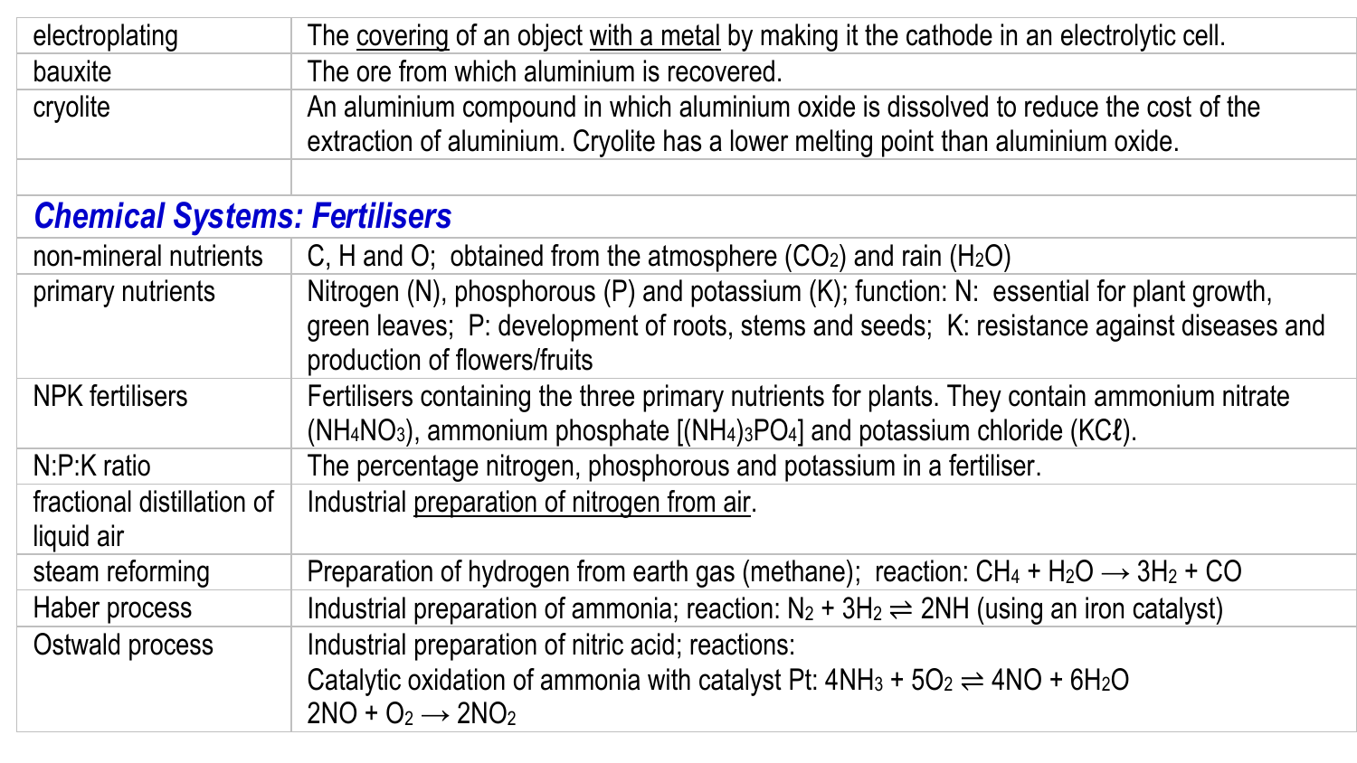| | |
|---|---|
| electroplating | The <u>covering</u> of an object <u>with a metal</u> by making it the cathode in an electrolytic cell. |
| bauxite | The ore from which aluminium is recovered. |
| cryolite | An aluminium compound in which aluminium oxide is dissolved to reduce the cost of the extraction of aluminium. Cryolite has a lower melting point than aluminium oxide. |
| | |
| ***Chemical Systems: Fertilisers*** | |
| non-mineral nutrients | C, H and O; obtained from the atmosphere ($CO_2$) and rain ($H_2O$) |
| primary nutrients | Nitrogen (N), phosphorous (P) and potassium (K); function: N: essential for plant growth, green leaves; P: development of roots, stems and seeds; K: resistance against diseases and production of flowers/fruits |
| NPK fertilisers | Fertilisers containing the three primary nutrients for plants. They contain ammonium nitrate ($NH_4NO_3$), ammonium phosphate [$(NH_4)_3PO_4$] and potassium chloride ($KC\ell$). |
| N:P:K ratio | The percentage nitrogen, phosphorous and potassium in a fertiliser. |
| fractional distillation of liquid air | Industrial <u>preparation of nitrogen from air</u>. |
| steam reforming | Preparation of hydrogen from earth gas (methane); reaction: $CH_4 + H_2O \rightarrow 3H_2 + CO$ |
| Haber process | Industrial preparation of ammonia; reaction: $N_2 + 3H_2 \rightleftharpoons 2NH$ (using an iron catalyst) |
| Ostwald process | Industrial preparation of nitric acid; reactions:<br>Catalytic oxidation of ammonia with catalyst Pt: $4NH_3 + 5O_2 \rightleftharpoons 4NO + 6H_2O$<br>$2NO + O_2 \rightarrow 2NO_2$ |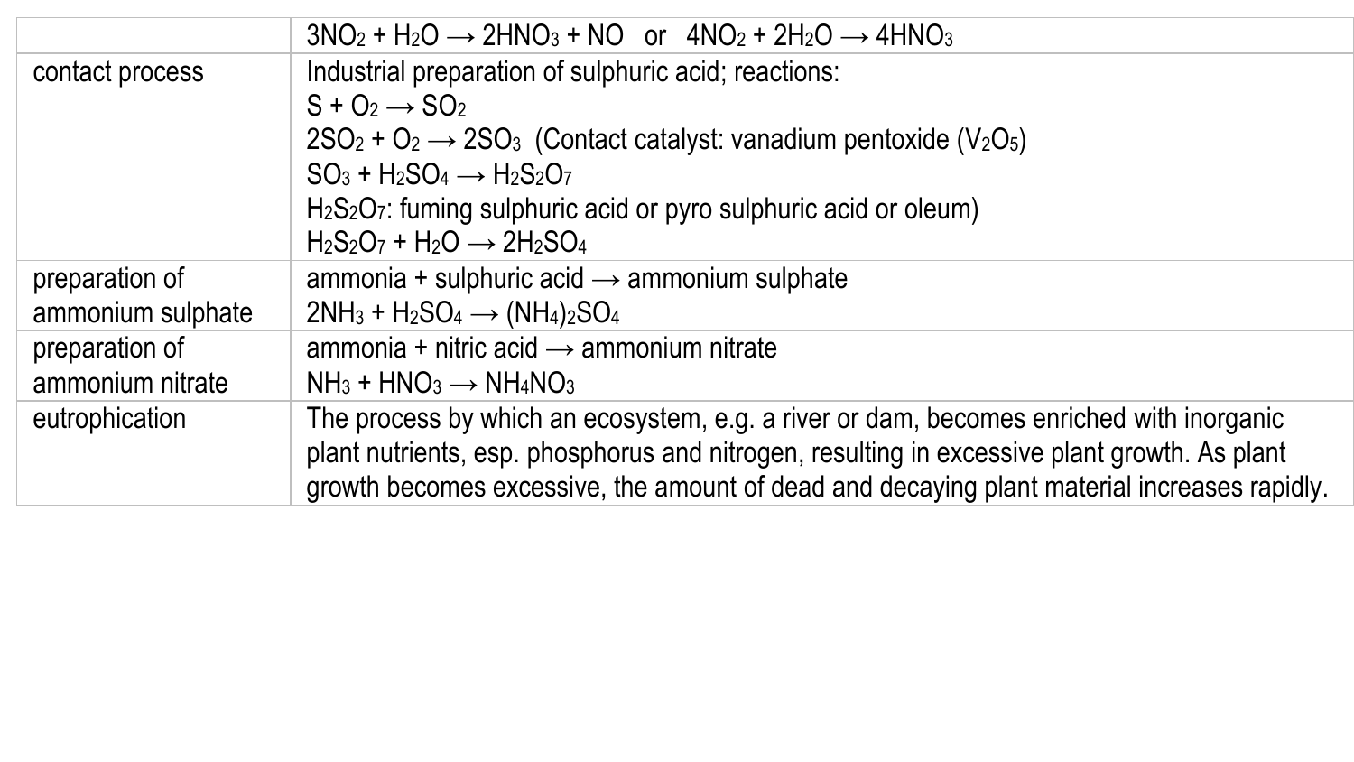| | |
|---|---|
| | $3NO_2 + H_2O \rightarrow 2HNO_3 + NO$ or $4NO_2 + 2H_2O \rightarrow 4HNO_3$ |
| contact process | Industrial preparation of sulphuric acid; reactions:<br>$S + O_2 \rightarrow SO_2$<br>$2SO_2 + O_2 \rightarrow 2SO_3$ (Contact catalyst: vanadium pentoxide ($V_2O_5$)<br>$SO_3 + H_2SO_4 \rightarrow H_2S_2O_7$<br>$H_2S_2O_7$: fuming sulphuric acid or pyro sulphuric acid or oleum)<br>$H_2S_2O_7 + H_2O \rightarrow 2H_2SO_4$ |
| preparation of ammonium sulphate | ammonia + sulphuric acid → ammonium sulphate<br>$2NH_3 + H_2SO_4 \rightarrow (NH_4)_2SO_4$ |
| preparation of ammonium nitrate | ammonia + nitric acid → ammonium nitrate<br>$NH_3 + HNO_3 \rightarrow NH_4NO_3$ |
| eutrophication | The process by which an ecosystem, e.g. a river or dam, becomes enriched with inorganic plant nutrients, esp. phosphorus and nitrogen, resulting in excessive plant growth. As plant growth becomes excessive, the amount of dead and decaying plant material increases rapidly. |